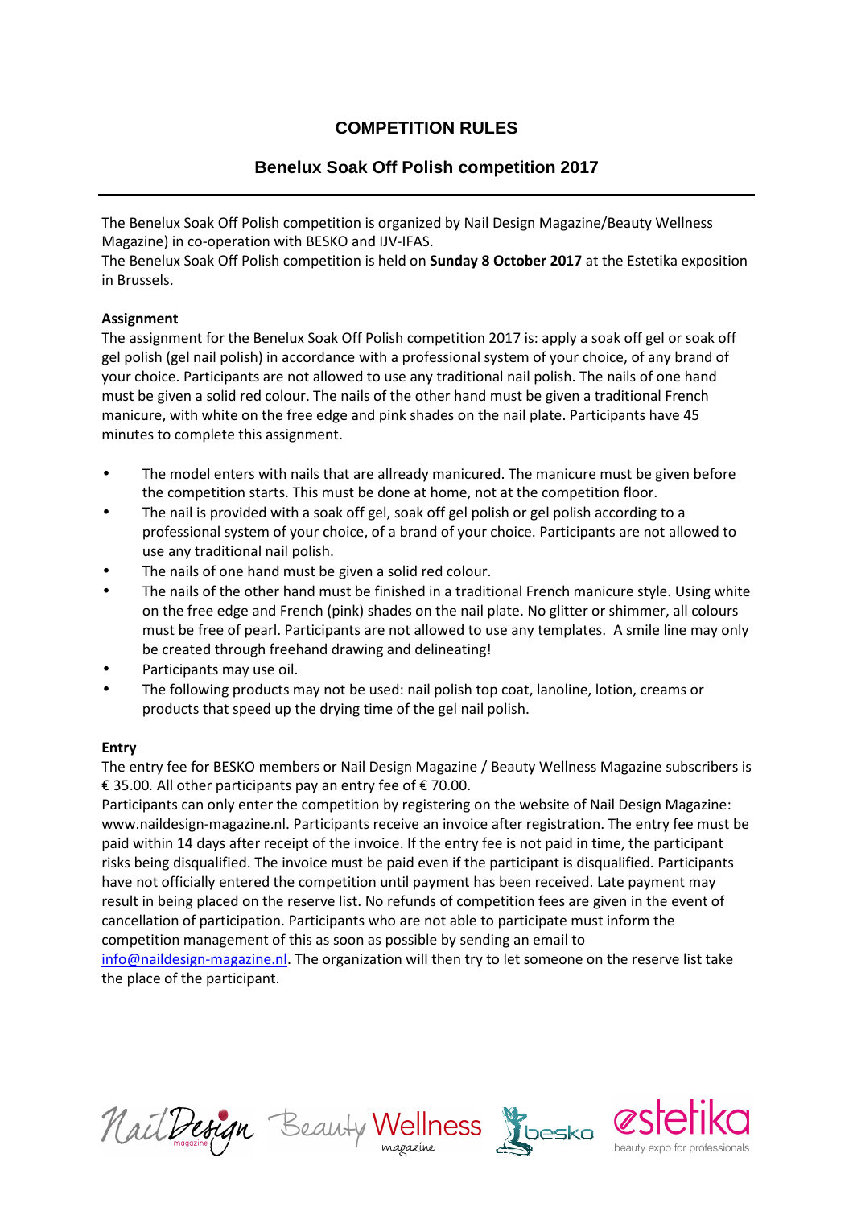# COMPETITION RULES

## Benelux Soak Off Polish competition 2017

The Benelux Soak Off Polish competition is organized by Nail Design Magazine/Beauty Wellness Magazine) in co-operation with BESKO and IJV-IFAS.
The Benelux Soak Off Polish competition is held on **Sunday 8 October 2017** at the Estetika exposition in Brussels.

**Assignment**
The assignment for the Benelux Soak Off Polish competition 2017 is: apply a soak off gel or soak off gel polish (gel nail polish) in accordance with a professional system of your choice, of any brand of your choice. Participants are not allowed to use any traditional nail polish. The nails of one hand must be given a solid red colour. The nails of the other hand must be given a traditional French manicure, with white on the free edge and pink shades on the nail plate. Participants have 45 minutes to complete this assignment.

- The model enters with nails that are allready manicured. The manicure must be given before the competition starts. This must be done at home, not at the competition floor.
- The nail is provided with a soak off gel, soak off gel polish or gel polish according to a professional system of your choice, of a brand of your choice. Participants are not allowed to use any traditional nail polish.
- The nails of one hand must be given a solid red colour.
- The nails of the other hand must be finished in a traditional French manicure style. Using white on the free edge and French (pink) shades on the nail plate. No glitter or shimmer, all colours must be free of pearl. Participants are not allowed to use any templates. A smile line may only be created through freehand drawing and delineating!
- Participants may use oil.
- The following products may not be used: nail polish top coat, lanoline, lotion, creams or products that speed up the drying time of the gel nail polish.

**Entry**
The entry fee for BESKO members or Nail Design Magazine / Beauty Wellness Magazine subscribers is € 35.00. All other participants pay an entry fee of € 70.00.
Participants can only enter the competition by registering on the website of Nail Design Magazine: www.naildesign-magazine.nl. Participants receive an invoice after registration. The entry fee must be paid within 14 days after receipt of the invoice. If the entry fee is not paid in time, the participant risks being disqualified. The invoice must be paid even if the participant is disqualified. Participants have not officially entered the competition until payment has been received. Late payment may result in being placed on the reserve list. No refunds of competition fees are given in the event of cancellation of participation. Participants who are not able to participate must inform the competition management of this as soon as possible by sending an email to info@naildesign-magazine.nl. The organization will then try to let someone on the reserve list take the place of the participant.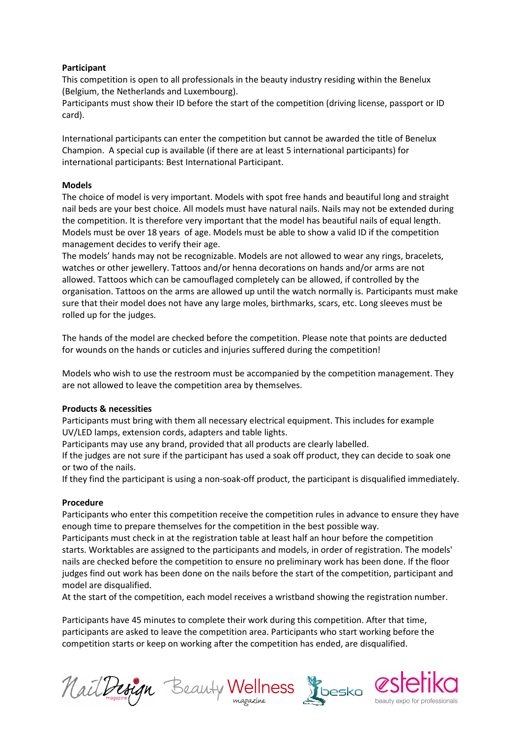**Participant**

This competition is open to all professionals in the beauty industry residing within the Benelux (Belgium, the Netherlands and Luxembourg).

Participants must show their ID before the start of the competition (driving license, passport or ID card).

International participants can enter the competition but cannot be awarded the title of Benelux Champion. A special cup is available (if there are at least 5 international participants) for international participants: Best International Participant.

**Models**

The choice of model is very important. Models with spot free hands and beautiful long and straight nail beds are your best choice. All models must have natural nails. Nails may not be extended during the competition. It is therefore very important that the model has beautiful nails of equal length. Models must be over 18 years of age. Models must be able to show a valid ID if the competition management decides to verify their age.

The models' hands may not be recognizable. Models are not allowed to wear any rings, bracelets, watches or other jewellery. Tattoos and/or henna decorations on hands and/or arms are not allowed. Tattoos which can be camouflaged completely can be allowed, if controlled by the organisation. Tattoos on the arms are allowed up until the watch normally is. Participants must make sure that their model does not have any large moles, birthmarks, scars, etc. Long sleeves must be rolled up for the judges.

The hands of the model are checked before the competition. Please note that points are deducted for wounds on the hands or cuticles and injuries suffered during the competition!

Models who wish to use the restroom must be accompanied by the competition management. They are not allowed to leave the competition area by themselves.

**Products & necessities**

Participants must bring with them all necessary electrical equipment. This includes for example UV/LED lamps, extension cords, adapters and table lights.

Participants may use any brand, provided that all products are clearly labelled.

If the judges are not sure if the participant has used a soak off product, they can decide to soak one or two of the nails.

If they find the participant is using a non-soak-off product, the participant is disqualified immediately.

**Procedure**

Participants who enter this competition receive the competition rules in advance to ensure they have enough time to prepare themselves for the competition in the best possible way.

Participants must check in at the registration table at least half an hour before the competition starts. Worktables are assigned to the participants and models, in order of registration. The models' nails are checked before the competition to ensure no preliminary work has been done. If the floor judges find out work has been done on the nails before the start of the competition, participant and model are disqualified.

At the start of the competition, each model receives a wristband showing the registration number.

Participants have 45 minutes to complete their work during this competition. After that time, participants are asked to leave the competition area. Participants who start working before the competition starts or keep on working after the competition has ended, are disqualified.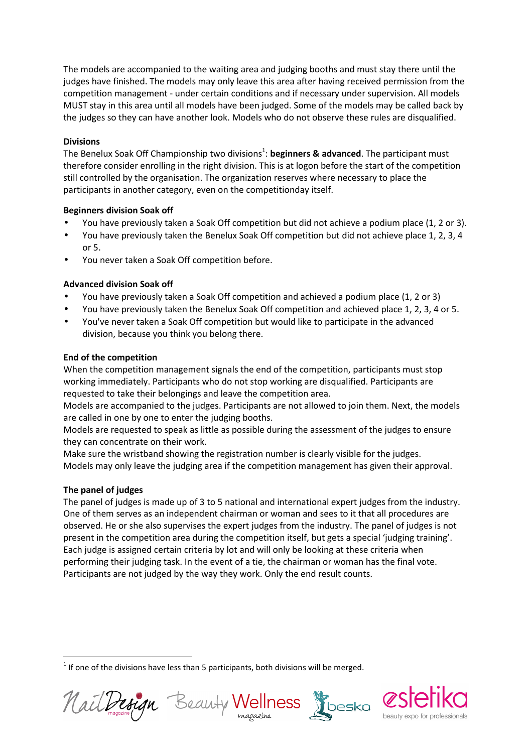The models are accompanied to the waiting area and judging booths and must stay there until the judges have finished. The models may only leave this area after having received permission from the competition management - under certain conditions and if necessary under supervision. All models MUST stay in this area until all models have been judged. Some of the models may be called back by the judges so they can have another look. Models who do not observe these rules are disqualified.

**Divisions**

The Benelux Soak Off Championship two divisions[1]: **beginners & advanced**. The participant must therefore consider enrolling in the right division. This is at logon before the start of the competition still controlled by the organisation. The organization reserves where necessary to place the participants in another category, even on the competitionday itself.

**Beginners division Soak off**

- You have previously taken a Soak Off competition but did not achieve a podium place (1, 2 or 3).
- You have previously taken the Benelux Soak Off competition but did not achieve place 1, 2, 3, 4 or 5.
- You never taken a Soak Off competition before.

**Advanced division Soak off**

- You have previously taken a Soak Off competition and achieved a podium place (1, 2 or 3)
- You have previously taken the Benelux Soak Off competition and achieved place 1, 2, 3, 4 or 5.
- You've never taken a Soak Off competition but would like to participate in the advanced division, because you think you belong there.

**End of the competition**

When the competition management signals the end of the competition, participants must stop working immediately. Participants who do not stop working are disqualified. Participants are requested to take their belongings and leave the competition area.

Models are accompanied to the judges. Participants are not allowed to join them. Next, the models are called in one by one to enter the judging booths.

Models are requested to speak as little as possible during the assessment of the judges to ensure they can concentrate on their work.

Make sure the wristband showing the registration number is clearly visible for the judges.

Models may only leave the judging area if the competition management has given their approval.

**The panel of judges**

The panel of judges is made up of 3 to 5 national and international expert judges from the industry. One of them serves as an independent chairman or woman and sees to it that all procedures are observed. He or she also supervises the expert judges from the industry. The panel of judges is not present in the competition area during the competition itself, but gets a special 'judging training'. Each judge is assigned certain criteria by lot and will only be looking at these criteria when performing their judging task. In the event of a tie, the chairman or woman has the final vote. Participants are not judged by the way they work. Only the end result counts.

---

[1] If one of the divisions have less than 5 participants, both divisions will be merged.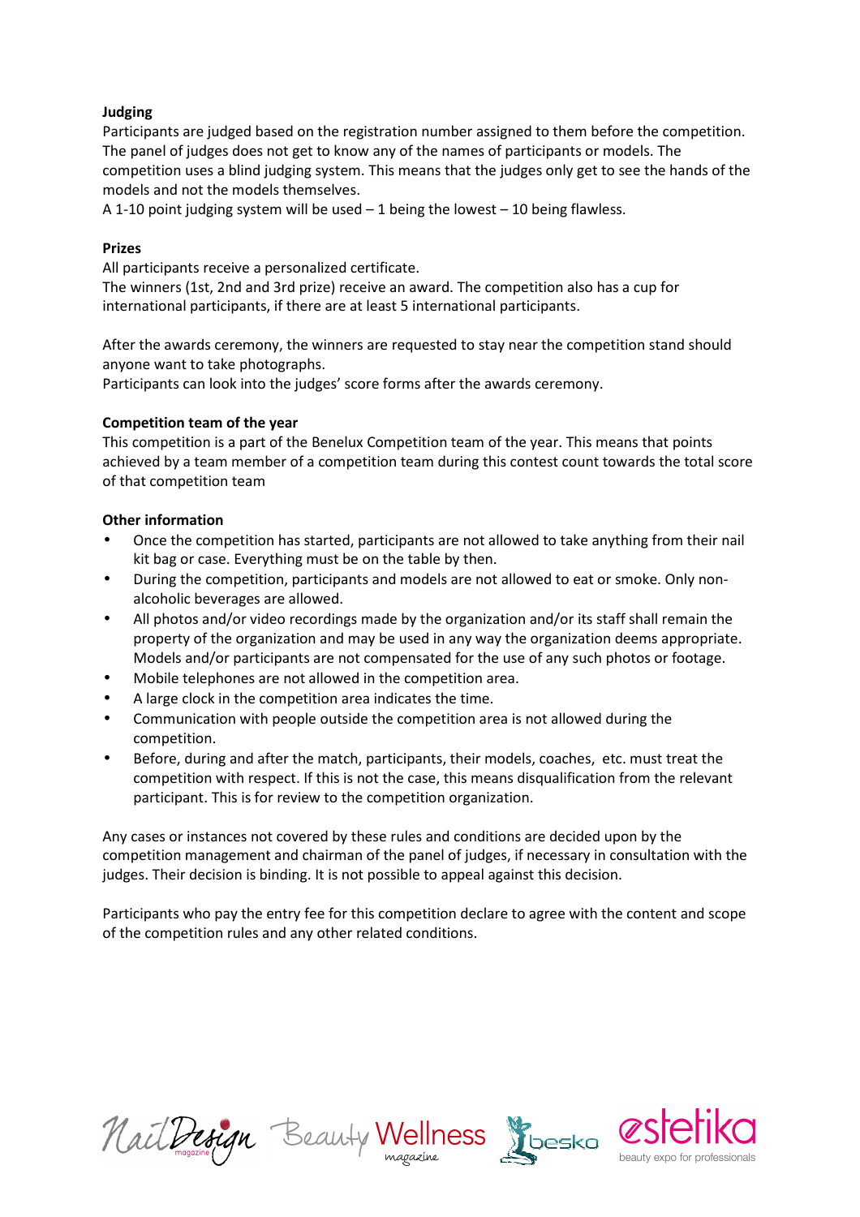**Judging**

Participants are judged based on the registration number assigned to them before the competition. The panel of judges does not get to know any of the names of participants or models. The competition uses a blind judging system. This means that the judges only get to see the hands of the models and not the models themselves.

A 1-10 point judging system will be used – 1 being the lowest – 10 being flawless.

**Prizes**

All participants receive a personalized certificate.

The winners (1st, 2nd and 3rd prize) receive an award. The competition also has a cup for international participants, if there are at least 5 international participants.

After the awards ceremony, the winners are requested to stay near the competition stand should anyone want to take photographs.

Participants can look into the judges' score forms after the awards ceremony.

**Competition team of the year**

This competition is a part of the Benelux Competition team of the year. This means that points achieved by a team member of a competition team during this contest count towards the total score of that competition team

**Other information**

- Once the competition has started, participants are not allowed to take anything from their nail kit bag or case. Everything must be on the table by then.
- During the competition, participants and models are not allowed to eat or smoke. Only non-alcoholic beverages are allowed.
- All photos and/or video recordings made by the organization and/or its staff shall remain the property of the organization and may be used in any way the organization deems appropriate. Models and/or participants are not compensated for the use of any such photos or footage.
- Mobile telephones are not allowed in the competition area.
- A large clock in the competition area indicates the time.
- Communication with people outside the competition area is not allowed during the competition.
- Before, during and after the match, participants, their models, coaches, etc. must treat the competition with respect. If this is not the case, this means disqualification from the relevant participant. This is for review to the competition organization.

Any cases or instances not covered by these rules and conditions are decided upon by the competition management and chairman of the panel of judges, if necessary in consultation with the judges. Their decision is binding. It is not possible to appeal against this decision.

Participants who pay the entry fee for this competition declare to agree with the content and scope of the competition rules and any other related conditions.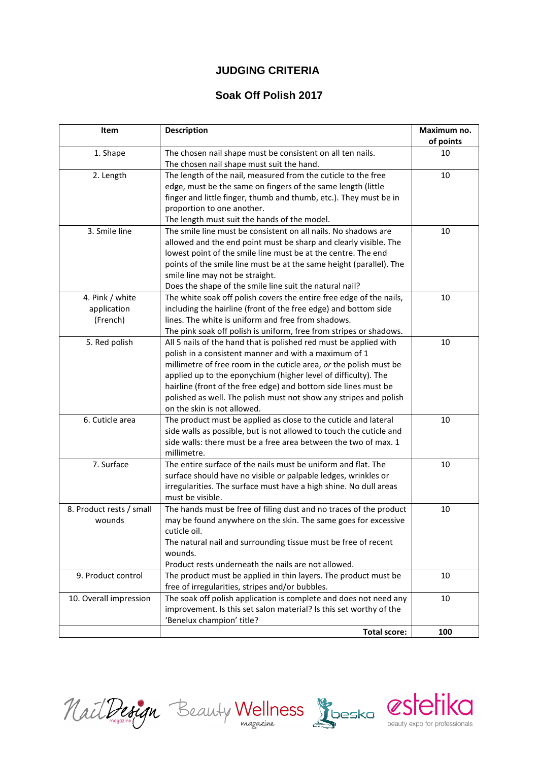# JUDGING CRITERIA

## Soak Off Polish 2017

| Item | Description | Maximum no. of points |
|---|---|---|
| 1. Shape | The chosen nail shape must be consistent on all ten nails. The chosen nail shape must suit the hand. | 10 |
| 2. Length | The length of the nail, measured from the cuticle to the free edge, must be the same on fingers of the same length (little finger and little finger, thumb and thumb, etc.). They must be in proportion to one another. The length must suit the hands of the model. | 10 |
| 3. Smile line | The smile line must be consistent on all nails. No shadows are allowed and the end point must be sharp and clearly visible. The lowest point of the smile line must be at the centre. The end points of the smile line must be at the same height (parallel). The smile line may not be straight. Does the shape of the smile line suit the natural nail? | 10 |
| 4. Pink / white application (French) | The white soak off polish covers the entire free edge of the nails, including the hairline (front of the free edge) and bottom side lines. The white is uniform and free from shadows. The pink soak off polish is uniform, free from stripes or shadows. | 10 |
| 5. Red polish | All 5 nails of the hand that is polished red must be applied with polish in a consistent manner and with a maximum of 1 millimetre of free room in the cuticle area, *or* the polish must be applied up to the eponychium (higher level of difficulty). The hairline (front of the free edge) and bottom side lines must be polished as well. The polish must not show any stripes and polish on the skin is not allowed. | 10 |
| 6. Cuticle area | The product must be applied as close to the cuticle and lateral side walls as possible, but is not allowed to touch the cuticle and side walls: there must be a free area between the two of max. 1 millimetre. | 10 |
| 7. Surface | The entire surface of the nails must be uniform and flat. The surface should have no visible or palpable ledges, wrinkles or irregularities. The surface must have a high shine. No dull areas must be visible. | 10 |
| 8. Product rests / small wounds | The hands must be free of filing dust and no traces of the product may be found anywhere on the skin. The same goes for excessive cuticle oil. The natural nail and surrounding tissue must be free of recent wounds. Product rests underneath the nails are not allowed. | 10 |
| 9. Product control | The product must be applied in thin layers. The product must be free of irregularities, stripes and/or bubbles. | 10 |
| 10. Overall impression | The soak off polish application is complete and does not need any improvement. Is this set salon material? Is this set worthy of the 'Benelux champion' title? | 10 |
| | **Total score:** | **100** |